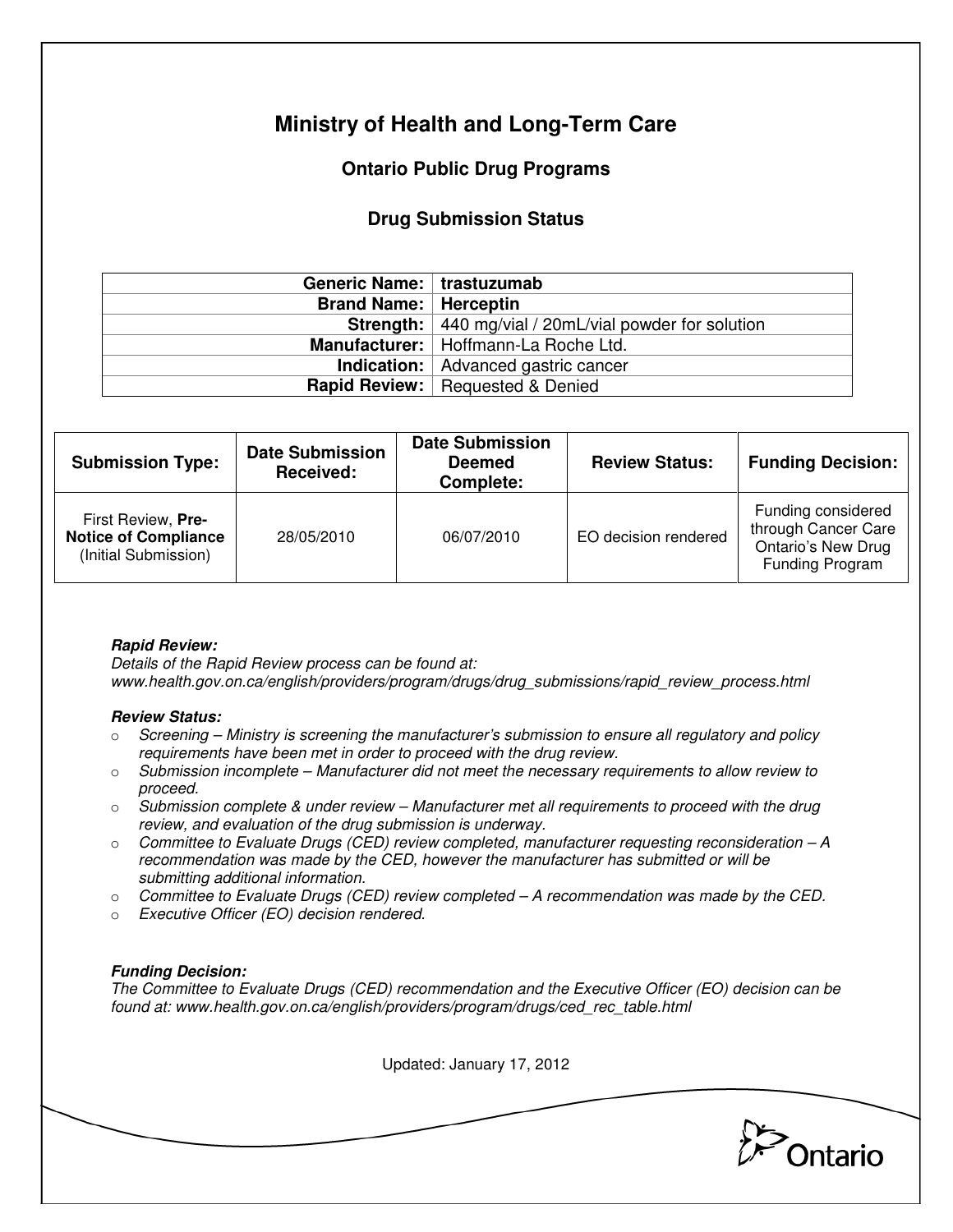# Ministry of Health and Long-Term Care

## Ontario Public Drug Programs

### Drug Submission Status

| | |
|---|---|
| **Generic Name:** | **trastuzumab** |
| **Brand Name:** | **Herceptin** |
| **Strength:** | 440 mg/vial / 20mL/vial powder for solution |
| **Manufacturer:** | Hoffmann-La Roche Ltd. |
| **Indication:** | Advanced gastric cancer |
| **Rapid Review:** | Requested & Denied |

| Submission Type: | Date Submission Received: | Date Submission Deemed Complete: | Review Status: | Funding Decision: |
|---|---|---|---|---|
| First Review, **Pre-Notice of Compliance** (Initial Submission) | 28/05/2010 | 06/07/2010 | EO decision rendered | Funding considered through Cancer Care Ontario's New Drug Funding Program |

***Rapid Review:***
*Details of the Rapid Review process can be found at:*
*www.health.gov.on.ca/english/providers/program/drugs/drug_submissions/rapid_review_process.html*

***Review Status:***

- *Screening – Ministry is screening the manufacturer's submission to ensure all regulatory and policy requirements have been met in order to proceed with the drug review.*
- *Submission incomplete – Manufacturer did not meet the necessary requirements to allow review to proceed.*
- *Submission complete & under review – Manufacturer met all requirements to proceed with the drug review, and evaluation of the drug submission is underway.*
- *Committee to Evaluate Drugs (CED) review completed, manufacturer requesting reconsideration – A recommendation was made by the CED, however the manufacturer has submitted or will be submitting additional information.*
- *Committee to Evaluate Drugs (CED) review completed – A recommendation was made by the CED.*
- *Executive Officer (EO) decision rendered.*

***Funding Decision:***
*The Committee to Evaluate Drugs (CED) recommendation and the Executive Officer (EO) decision can be found at: www.health.gov.on.ca/english/providers/program/drugs/ced_rec_table.html*

Updated: January 17, 2012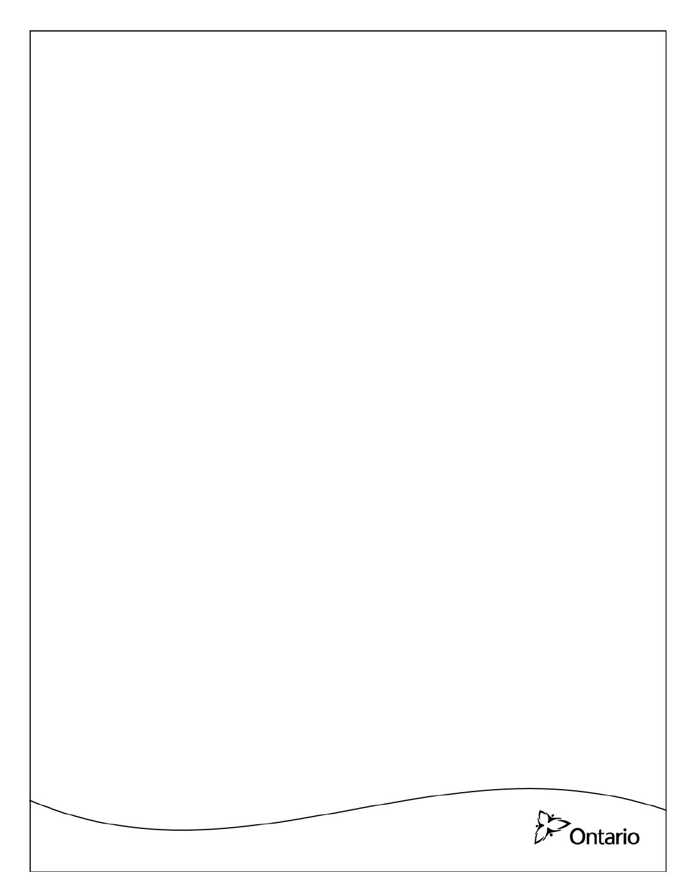Ontario